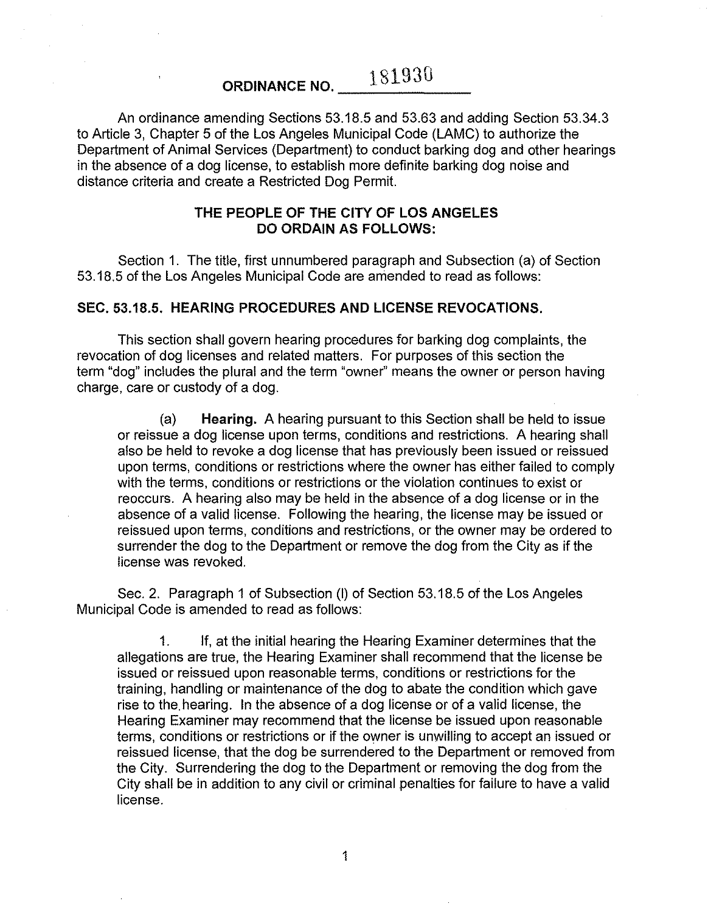# ORDINANCE NO. 181930

An ordinance amending Sections 53.18.5 and 53.63 and adding Section 53.34.3 to Article 3, Chapter 5 of the Los Angeles Municipal Code (LAMC) to authorize the Department of Animal Services (Department) to conduct barking dog and other hearings in the absence of a dog license, to establish more definite barking dog noise and distance criteria and create a Restricted Dog Permit.

## THE PEOPLE OF THE CITY OF LOS ANGELES DO ORDAIN AS FOLLOWS:

Section 1. The title, first unnumbered paragraph and Subsection (a) of Section 53.18.5 of the Los Angeles Municipal Code are amended to read as follows:

### SEC. 53.18.5. HEARING PROCEDURES AND LICENSE REVOCATIONS.

This section shall govern hearing procedures for barking dog complaints, the revocation of dog licenses and related matters. For purposes of this section the term "dog" includes the plural and the term "owner" means the owner or person having charge, care or custody of a dog.

(a) **Hearing.** A hearing pursuant to this Section shall be held to issue or reissue a dog license upon terms, conditions and restrictions. A hearing shall also be held to revoke a dog license that has previously been issued or reissued upon terms, conditions or restrictions where the owner has either failed to comply with the terms, conditions or restrictions or the violation continues to exist or reoccurs. A hearing also may be held in the absence of a dog license or in the absence of a valid license. Following the hearing, the license may be issued or reissued upon terms, conditions and restrictions, or the owner may be ordered to surrender the dog to the Department or remove the dog from the City as if the license was revoked.

Sec. 2. Paragraph 1 of Subsection (l) of Section 53.18.5 of the Los Angeles Municipal Code is amended to read as follows:

1. If, at the initial hearing the Hearing Examiner determines that the allegations are true, the Hearing Examiner shall recommend that the license be issued or reissued upon reasonable terms, conditions or restrictions for the training, handling or maintenance of the dog to abate the condition which gave rise to the hearing. In the absence of a dog license or of a valid license, the Hearing Examiner may recommend that the license be issued upon reasonable terms, conditions or restrictions or if the owner is unwilling to accept an issued or reissued license, that the dog be surrendered to the Department or removed from the City. Surrendering the dog to the Department or removing the dog from the City shall be in addition to any civil or criminal penalties for failure to have a valid license.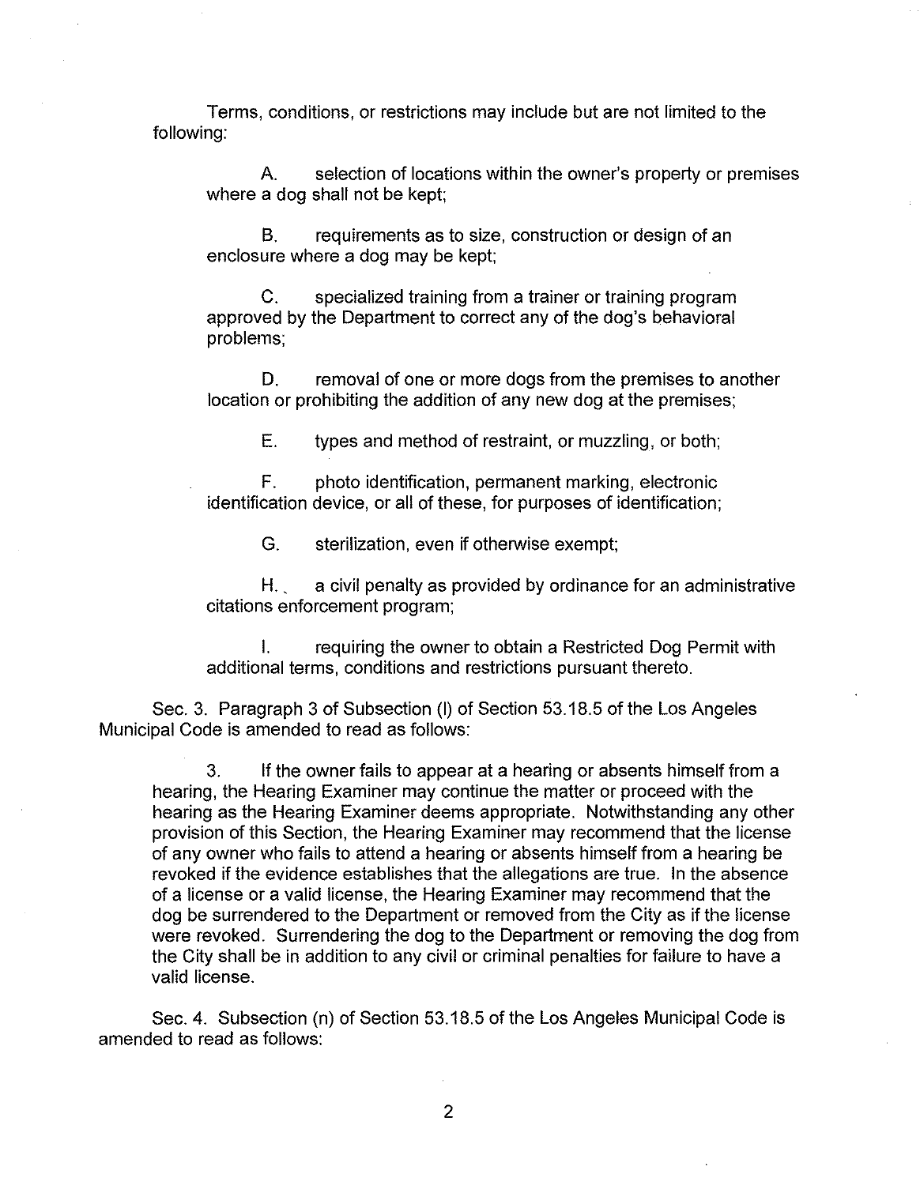Terms, conditions, or restrictions may include but are not limited to the following:

A. selection of locations within the owner's property or premises where a dog shall not be kept;

B. requirements as to size, construction or design of an enclosure where a dog may be kept;

C. specialized training from a trainer or training program approved by the Department to correct any of the dog's behavioral problems;

D. removal of one or more dogs from the premises to another location or prohibiting the addition of any new dog at the premises;

E. types and method of restraint, or muzzling, or both;

F. photo identification, permanent marking, electronic identification device, or all of these, for purposes of identification;

G. sterilization, even if otherwise exempt;

H. a civil penalty as provided by ordinance for an administrative citations enforcement program;

I. requiring the owner to obtain a Restricted Dog Permit with additional terms, conditions and restrictions pursuant thereto.

Sec. 3. Paragraph 3 of Subsection (l) of Section 53.18.5 of the Los Angeles Municipal Code is amended to read as follows:

3. If the owner fails to appear at a hearing or absents himself from a hearing, the Hearing Examiner may continue the matter or proceed with the hearing as the Hearing Examiner deems appropriate. Notwithstanding any other provision of this Section, the Hearing Examiner may recommend that the license of any owner who fails to attend a hearing or absents himself from a hearing be revoked if the evidence establishes that the allegations are true. In the absence of a license or a valid license, the Hearing Examiner may recommend that the dog be surrendered to the Department or removed from the City as if the license were revoked. Surrendering the dog to the Department or removing the dog from the City shall be in addition to any civil or criminal penalties for failure to have a valid license.

Sec. 4. Subsection (n) of Section 53.18.5 of the Los Angeles Municipal Code is amended to read as follows: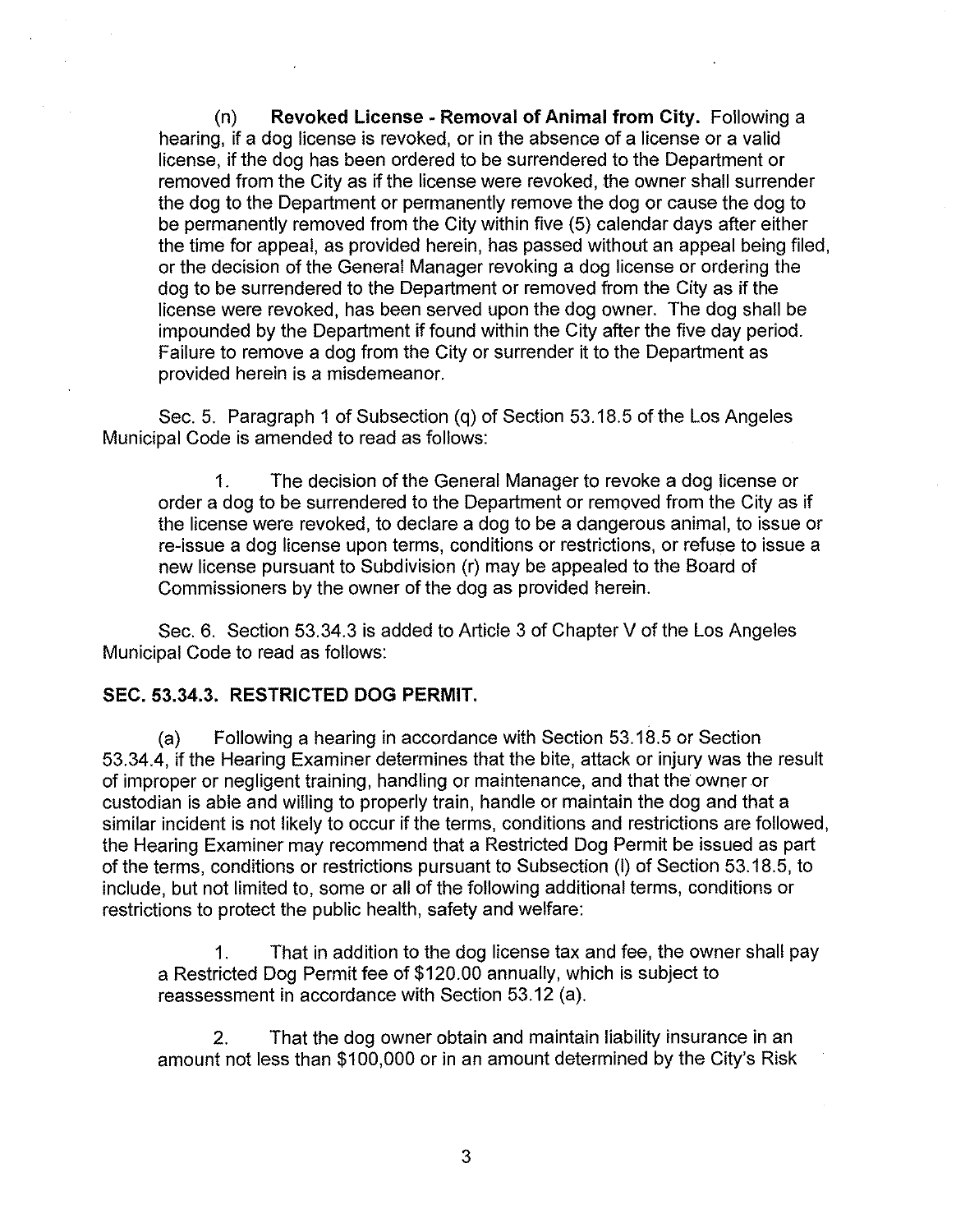(n) **Revoked License - Removal of Animal from City.** Following a hearing, if a dog license is revoked, or in the absence of a license or a valid license, if the dog has been ordered to be surrendered to the Department or removed from the City as if the license were revoked, the owner shall surrender the dog to the Department or permanently remove the dog or cause the dog to be permanently removed from the City within five (5) calendar days after either the time for appeal, as provided herein, has passed without an appeal being filed, or the decision of the General Manager revoking a dog license or ordering the dog to be surrendered to the Department or removed from the City as if the license were revoked, has been served upon the dog owner. The dog shall be impounded by the Department if found within the City after the five day period. Failure to remove a dog from the City or surrender it to the Department as provided herein is a misdemeanor.

Sec. 5. Paragraph 1 of Subsection (q) of Section 53.18.5 of the Los Angeles Municipal Code is amended to read as follows:

1. The decision of the General Manager to revoke a dog license or order a dog to be surrendered to the Department or removed from the City as if the license were revoked, to declare a dog to be a dangerous animal, to issue or re-issue a dog license upon terms, conditions or restrictions, or refuse to issue a new license pursuant to Subdivision (r) may be appealed to the Board of Commissioners by the owner of the dog as provided herein.

Sec. 6. Section 53.34.3 is added to Article 3 of Chapter V of the Los Angeles Municipal Code to read as follows:

**SEC. 53.34.3. RESTRICTED DOG PERMIT.**

(a) Following a hearing in accordance with Section 53.18.5 or Section 53.34.4, if the Hearing Examiner determines that the bite, attack or injury was the result of improper or negligent training, handling or maintenance, and that the owner or custodian is able and willing to properly train, handle or maintain the dog and that a similar incident is not likely to occur if the terms, conditions and restrictions are followed, the Hearing Examiner may recommend that a Restricted Dog Permit be issued as part of the terms, conditions or restrictions pursuant to Subsection (l) of Section 53.18.5, to include, but not limited to, some or all of the following additional terms, conditions or restrictions to protect the public health, safety and welfare:

1. That in addition to the dog license tax and fee, the owner shall pay a Restricted Dog Permit fee of $120.00 annually, which is subject to reassessment in accordance with Section 53.12 (a).

2. That the dog owner obtain and maintain liability insurance in an amount not less than $100,000 or in an amount determined by the City's Risk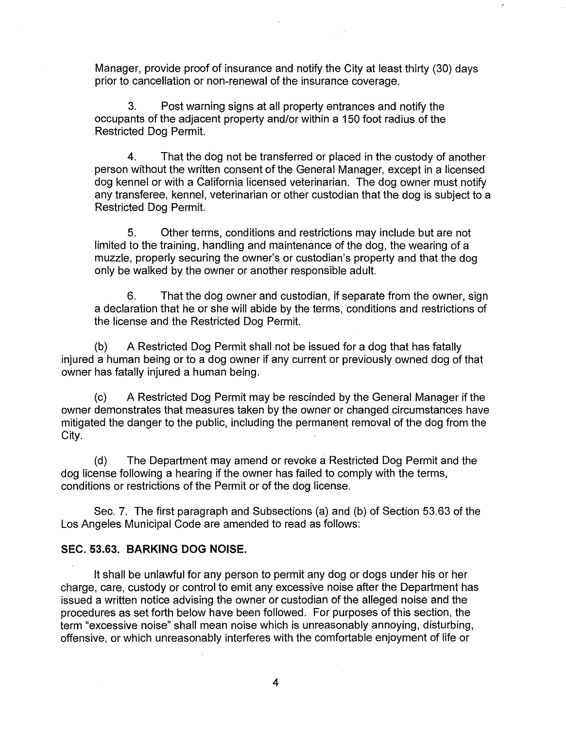Manager, provide proof of insurance and notify the City at least thirty (30) days prior to cancellation or non-renewal of the insurance coverage.

3. Post warning signs at all property entrances and notify the occupants of the adjacent property and/or within a 150 foot radius of the Restricted Dog Permit.

4. That the dog not be transferred or placed in the custody of another person without the written consent of the General Manager, except in a licensed dog kennel or with a California licensed veterinarian. The dog owner must notify any transferee, kennel, veterinarian or other custodian that the dog is subject to a Restricted Dog Permit.

5. Other terms, conditions and restrictions may include but are not limited to the training, handling and maintenance of the dog, the wearing of a muzzle, properly securing the owner's or custodian's property and that the dog only be walked by the owner or another responsible adult.

6. That the dog owner and custodian, if separate from the owner, sign a declaration that he or she will abide by the terms, conditions and restrictions of the license and the Restricted Dog Permit.

(b) A Restricted Dog Permit shall not be issued for a dog that has fatally injured a human being or to a dog owner if any current or previously owned dog of that owner has fatally injured a human being.

(c) A Restricted Dog Permit may be rescinded by the General Manager if the owner demonstrates that measures taken by the owner or changed circumstances have mitigated the danger to the public, including the permanent removal of the dog from the City.

(d) The Department may amend or revoke a Restricted Dog Permit and the dog license following a hearing if the owner has failed to comply with the terms, conditions or restrictions of the Permit or of the dog license.

Sec. 7. The first paragraph and Subsections (a) and (b) of Section 53.63 of the Los Angeles Municipal Code are amended to read as follows:

**SEC. 53.63. BARKING DOG NOISE.**

It shall be unlawful for any person to permit any dog or dogs under his or her charge, care, custody or control to emit any excessive noise after the Department has issued a written notice advising the owner or custodian of the alleged noise and the procedures as set forth below have been followed. For purposes of this section, the term "excessive noise" shall mean noise which is unreasonably annoying, disturbing, offensive, or which unreasonably interferes with the comfortable enjoyment of life or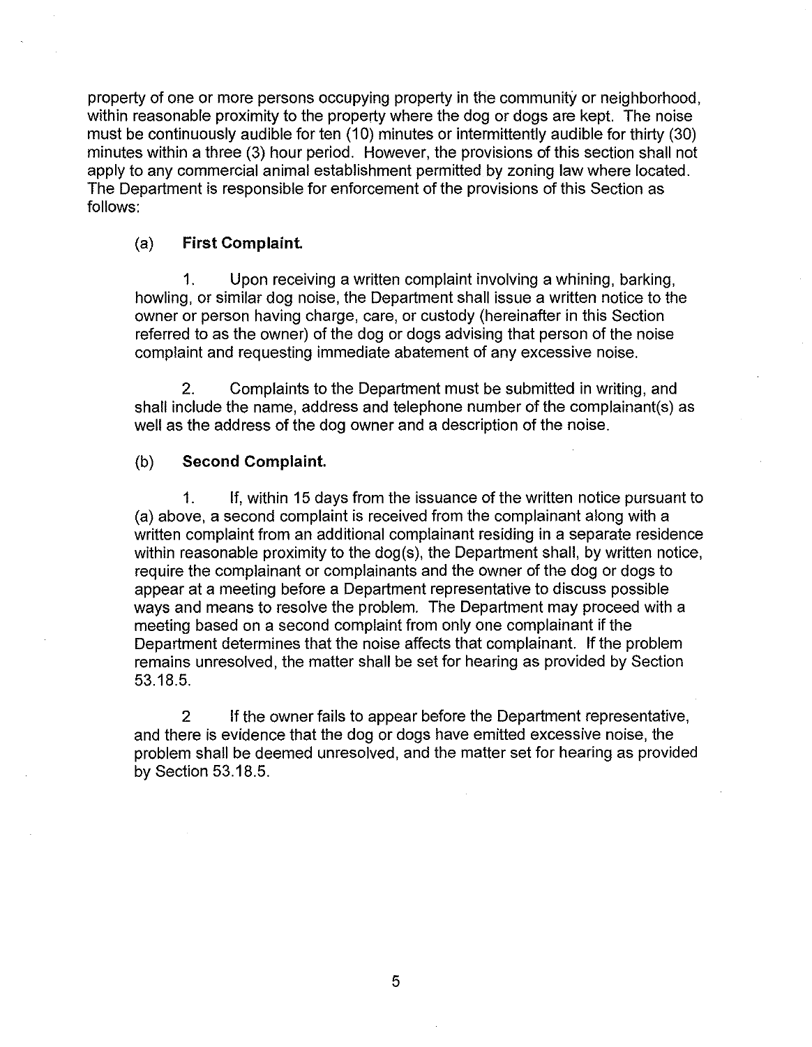property of one or more persons occupying property in the community or neighborhood, within reasonable proximity to the property where the dog or dogs are kept. The noise must be continuously audible for ten (10) minutes or intermittently audible for thirty (30) minutes within a three (3) hour period. However, the provisions of this section shall not apply to any commercial animal establishment permitted by zoning law where located. The Department is responsible for enforcement of the provisions of this Section as follows:

(a) **First Complaint.**

1. Upon receiving a written complaint involving a whining, barking, howling, or similar dog noise, the Department shall issue a written notice to the owner or person having charge, care, or custody (hereinafter in this Section referred to as the owner) of the dog or dogs advising that person of the noise complaint and requesting immediate abatement of any excessive noise.

2. Complaints to the Department must be submitted in writing, and shall include the name, address and telephone number of the complainant(s) as well as the address of the dog owner and a description of the noise.

(b) **Second Complaint.**

1. If, within 15 days from the issuance of the written notice pursuant to (a) above, a second complaint is received from the complainant along with a written complaint from an additional complainant residing in a separate residence within reasonable proximity to the dog(s), the Department shall, by written notice, require the complainant or complainants and the owner of the dog or dogs to appear at a meeting before a Department representative to discuss possible ways and means to resolve the problem. The Department may proceed with a meeting based on a second complaint from only one complainant if the Department determines that the noise affects that complainant. If the problem remains unresolved, the matter shall be set for hearing as provided by Section 53.18.5.

2 If the owner fails to appear before the Department representative, and there is evidence that the dog or dogs have emitted excessive noise, the problem shall be deemed unresolved, and the matter set for hearing as provided by Section 53.18.5.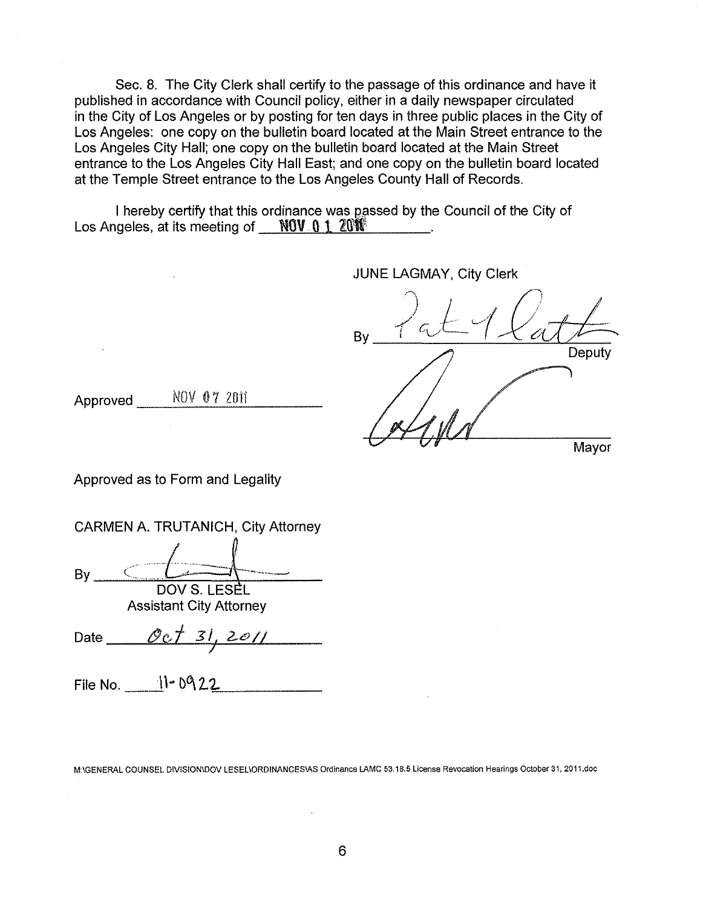Sec. 8. The City Clerk shall certify to the passage of this ordinance and have it published in accordance with Council policy, either in a daily newspaper circulated in the City of Los Angeles or by posting for ten days in three public places in the City of Los Angeles: one copy on the bulletin board located at the Main Street entrance to the Los Angeles City Hall; one copy on the bulletin board located at the Main Street entrance to the Los Angeles City Hall East; and one copy on the bulletin board located at the Temple Street entrance to the Los Angeles County Hall of Records.

I hereby certify that this ordinance was passed by the Council of the City of Los Angeles, at its meeting of NOV 01 2011.

JUNE LAGMAY, City Clerk

By ________________ Deputy

Approved NOV 07 2011

________________ Mayor

Approved as to Form and Legality

CARMEN A. TRUTANICH, City Attorney

By ________________
DOV S. LESEL
Assistant City Attorney

Date Oct 31, 2011

File No. 11-0922

M:\GENERAL COUNSEL DIVISION\DOV LESEL\ORDINANCES\AS Ordinance LAMC 53.18.5 License Revocation Hearings October 31, 2011.doc